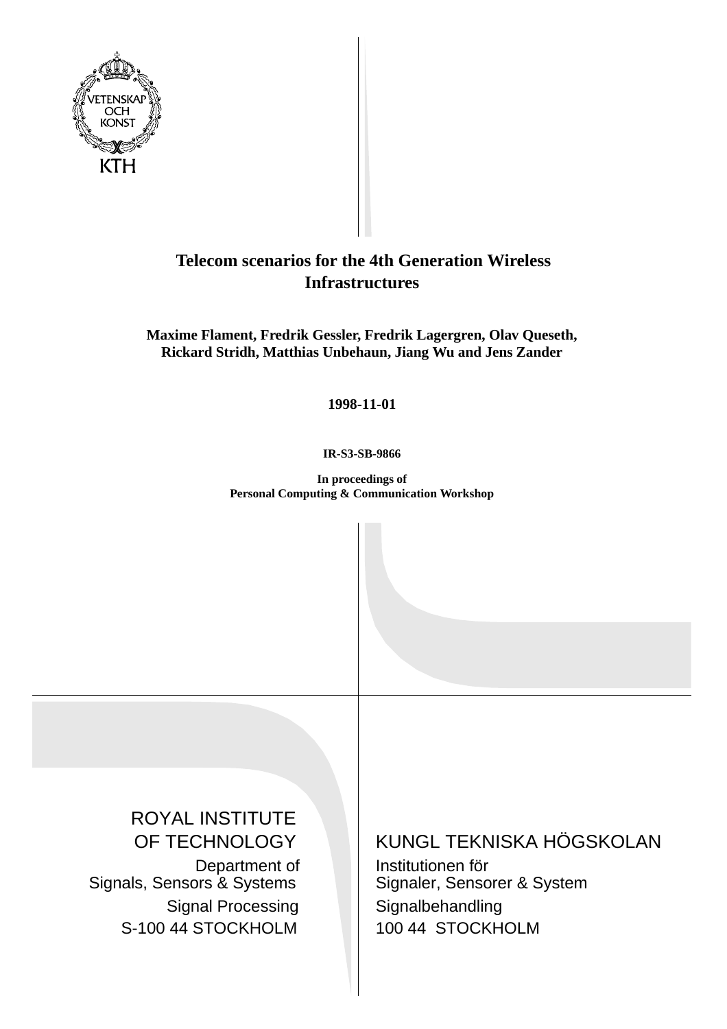VETENSKAP OCH KONST

KTH

# Telecom scenarios for the 4th Generation Wireless Infrastructures

**Maxime Flament, Fredrik Gessler, Fredrik Lagergren, Olav Queseth, Rickard Stridh, Matthias Unbehaun, Jiang Wu and Jens Zander**

**1998-11-01**

**IR-S3-SB-9866**

**In proceedings of**
**Personal Computing & Communication Workshop**

ROYAL INSTITUTE OF TECHNOLOGY
Department of Signals, Sensors & Systems
Signal Processing
S-100 44 STOCKHOLM

KUNGL TEKNISKA HÖGSKOLAN
Institutionen för Signaler, Sensorer & System
Signalbehandling
100 44 STOCKHOLM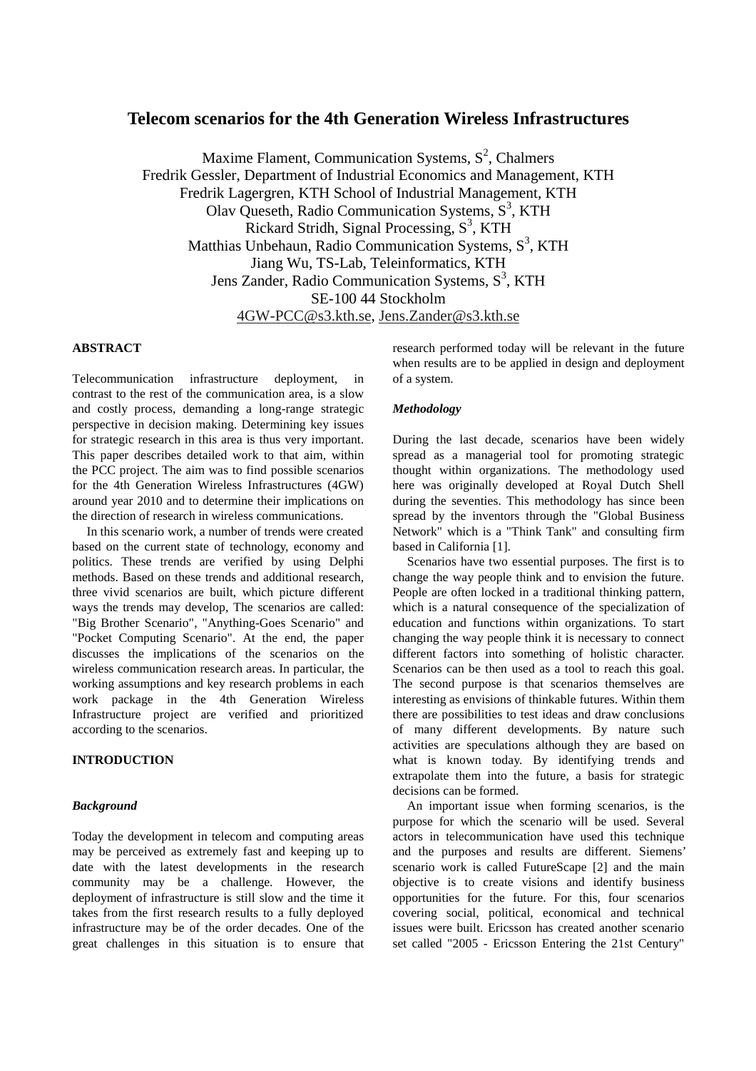# Telecom scenarios for the 4th Generation Wireless Infrastructures

Maxime Flament, Communication Systems, S[2], Chalmers
Fredrik Gessler, Department of Industrial Economics and Management, KTH
Fredrik Lagergren, KTH School of Industrial Management, KTH
Olav Queseth, Radio Communication Systems, S[3], KTH
Rickard Stridh, Signal Processing, S[3], KTH
Matthias Unbehaun, Radio Communication Systems, S[3], KTH
Jiang Wu, TS-Lab, Teleinformatics, KTH
Jens Zander, Radio Communication Systems, S[3], KTH
SE-100 44 Stockholm
4GW-PCC@s3.kth.se, Jens.Zander@s3.kth.se

## ABSTRACT

Telecommunication infrastructure deployment, in contrast to the rest of the communication area, is a slow and costly process, demanding a long-range strategic perspective in decision making. Determining key issues for strategic research in this area is thus very important. This paper describes detailed work to that aim, within the PCC project. The aim was to find possible scenarios for the 4th Generation Wireless Infrastructures (4GW) around year 2010 and to determine their implications on the direction of research in wireless communications.

In this scenario work, a number of trends were created based on the current state of technology, economy and politics. These trends are verified by using Delphi methods. Based on these trends and additional research, three vivid scenarios are built, which picture different ways the trends may develop, The scenarios are called: "Big Brother Scenario", "Anything-Goes Scenario" and "Pocket Computing Scenario". At the end, the paper discusses the implications of the scenarios on the wireless communication research areas. In particular, the working assumptions and key research problems in each work package in the 4th Generation Wireless Infrastructure project are verified and prioritized according to the scenarios.

## INTRODUCTION

### *Background*

Today the development in telecom and computing areas may be perceived as extremely fast and keeping up to date with the latest developments in the research community may be a challenge. However, the deployment of infrastructure is still slow and the time it takes from the first research results to a fully deployed infrastructure may be of the order decades. One of the great challenges in this situation is to ensure that research performed today will be relevant in the future when results are to be applied in design and deployment of a system.

### *Methodology*

During the last decade, scenarios have been widely spread as a managerial tool for promoting strategic thought within organizations. The methodology used here was originally developed at Royal Dutch Shell during the seventies. This methodology has since been spread by the inventors through the "Global Business Network" which is a "Think Tank" and consulting firm based in California [1].

Scenarios have two essential purposes. The first is to change the way people think and to envision the future. People are often locked in a traditional thinking pattern, which is a natural consequence of the specialization of education and functions within organizations. To start changing the way people think it is necessary to connect different factors into something of holistic character. Scenarios can be then used as a tool to reach this goal. The second purpose is that scenarios themselves are interesting as envisions of thinkable futures. Within them there are possibilities to test ideas and draw conclusions of many different developments. By nature such activities are speculations although they are based on what is known today. By identifying trends and extrapolate them into the future, a basis for strategic decisions can be formed.

An important issue when forming scenarios, is the purpose for which the scenario will be used. Several actors in telecommunication have used this technique and the purposes and results are different. Siemens' scenario work is called FutureScape [2] and the main objective is to create visions and identify business opportunities for the future. For this, four scenarios covering social, political, economical and technical issues were built. Ericsson has created another scenario set called "2005 - Ericsson Entering the 21st Century"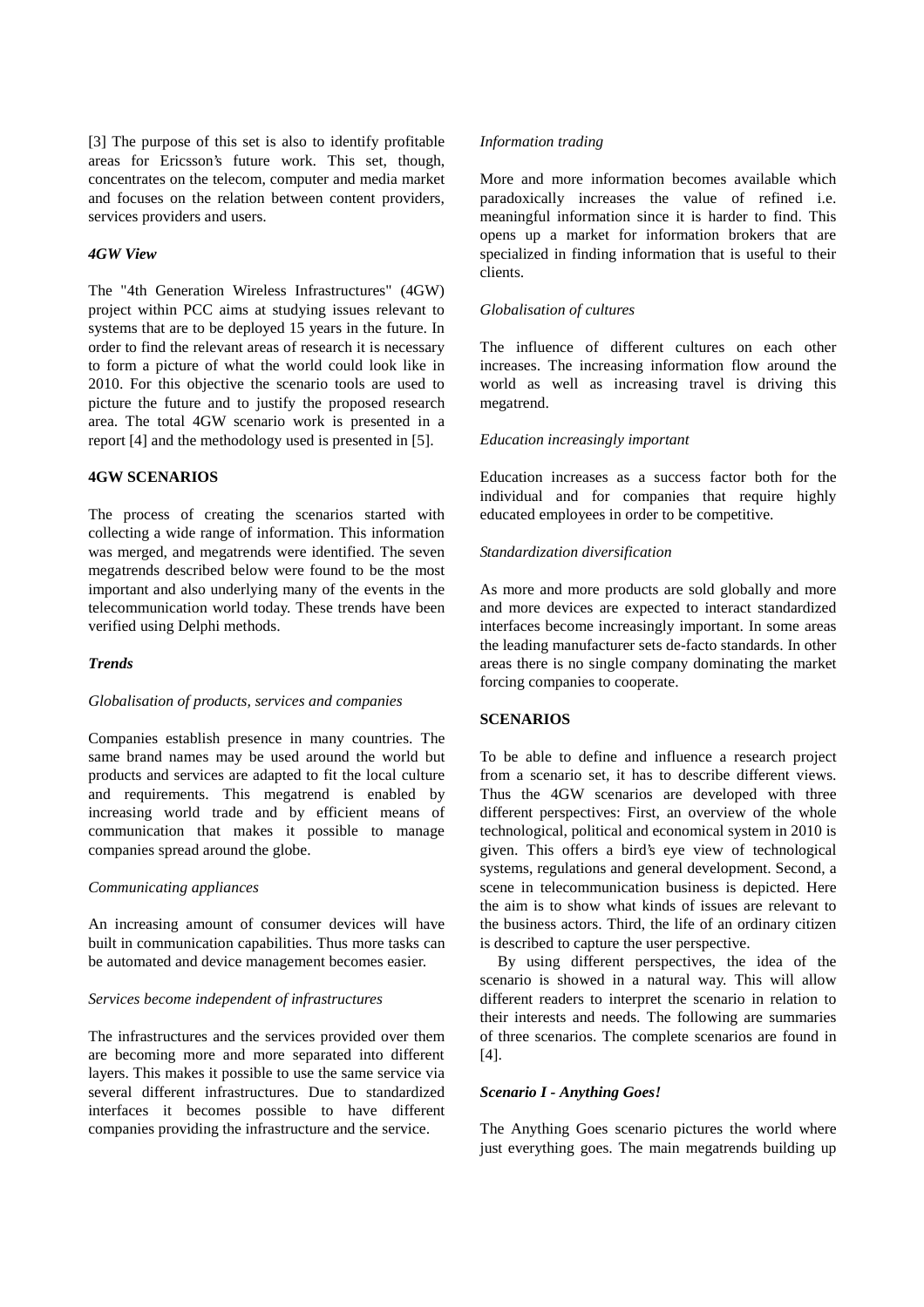[3] The purpose of this set is also to identify profitable areas for Ericsson's future work. This set, though, concentrates on the telecom, computer and media market and focuses on the relation between content providers, services providers and users.

#### *4GW View*

The "4th Generation Wireless Infrastructures" (4GW) project within PCC aims at studying issues relevant to systems that are to be deployed 15 years in the future. In order to find the relevant areas of research it is necessary to form a picture of what the world could look like in 2010. For this objective the scenario tools are used to picture the future and to justify the proposed research area. The total 4GW scenario work is presented in a report [4] and the methodology used is presented in [5].

## 4GW SCENARIOS

The process of creating the scenarios started with collecting a wide range of information. This information was merged, and megatrends were identified. The seven megatrends described below were found to be the most important and also underlying many of the events in the telecommunication world today. These trends have been verified using Delphi methods.

#### *Trends*

*Globalisation of products, services and companies*

Companies establish presence in many countries. The same brand names may be used around the world but products and services are adapted to fit the local culture and requirements. This megatrend is enabled by increasing world trade and by efficient means of communication that makes it possible to manage companies spread around the globe.

*Communicating appliances*

An increasing amount of consumer devices will have built in communication capabilities. Thus more tasks can be automated and device management becomes easier.

*Services become independent of infrastructures*

The infrastructures and the services provided over them are becoming more and more separated into different layers. This makes it possible to use the same service via several different infrastructures. Due to standardized interfaces it becomes possible to have different companies providing the infrastructure and the service.

*Information trading*

More and more information becomes available which paradoxically increases the value of refined i.e. meaningful information since it is harder to find. This opens up a market for information brokers that are specialized in finding information that is useful to their clients.

*Globalisation of cultures*

The influence of different cultures on each other increases. The increasing information flow around the world as well as increasing travel is driving this megatrend.

*Education increasingly important*

Education increases as a success factor both for the individual and for companies that require highly educated employees in order to be competitive.

*Standardization diversification*

As more and more products are sold globally and more and more devices are expected to interact standardized interfaces become increasingly important. In some areas the leading manufacturer sets de-facto standards. In other areas there is no single company dominating the market forcing companies to cooperate.

## SCENARIOS

To be able to define and influence a research project from a scenario set, it has to describe different views. Thus the 4GW scenarios are developed with three different perspectives: First, an overview of the whole technological, political and economical system in 2010 is given. This offers a bird's eye view of technological systems, regulations and general development. Second, a scene in telecommunication business is depicted. Here the aim is to show what kinds of issues are relevant to the business actors. Third, the life of an ordinary citizen is described to capture the user perspective.

By using different perspectives, the idea of the scenario is showed in a natural way. This will allow different readers to interpret the scenario in relation to their interests and needs. The following are summaries of three scenarios. The complete scenarios are found in [4].

#### *Scenario I - Anything Goes!*

The Anything Goes scenario pictures the world where just everything goes. The main megatrends building up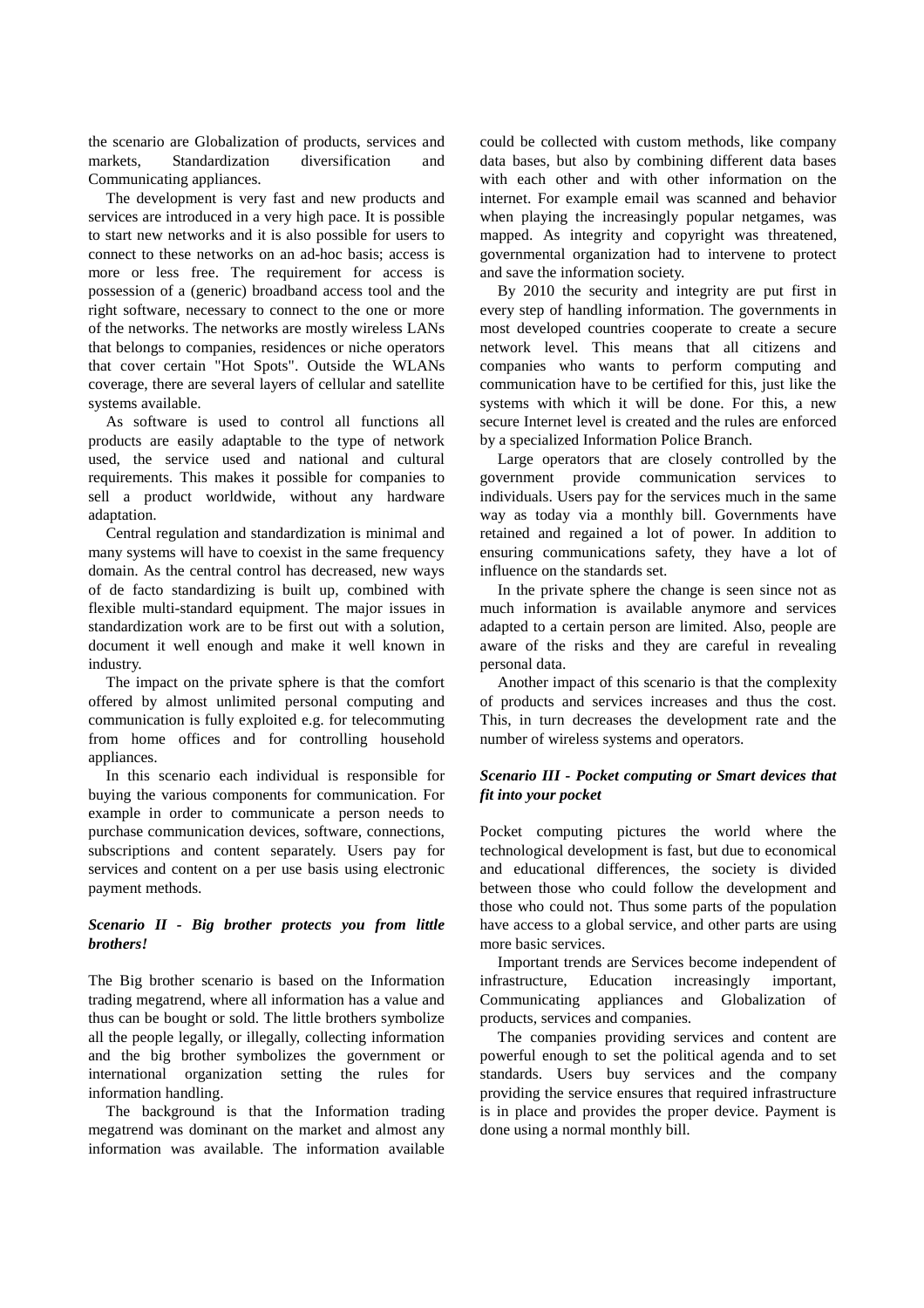the scenario are Globalization of products, services and markets, Standardization diversification and Communicating appliances.

The development is very fast and new products and services are introduced in a very high pace. It is possible to start new networks and it is also possible for users to connect to these networks on an ad-hoc basis; access is more or less free. The requirement for access is possession of a (generic) broadband access tool and the right software, necessary to connect to the one or more of the networks. The networks are mostly wireless LANs that belongs to companies, residences or niche operators that cover certain "Hot Spots". Outside the WLANs coverage, there are several layers of cellular and satellite systems available.

As software is used to control all functions all products are easily adaptable to the type of network used, the service used and national and cultural requirements. This makes it possible for companies to sell a product worldwide, without any hardware adaptation.

Central regulation and standardization is minimal and many systems will have to coexist in the same frequency domain. As the central control has decreased, new ways of de facto standardizing is built up, combined with flexible multi-standard equipment. The major issues in standardization work are to be first out with a solution, document it well enough and make it well known in industry.

The impact on the private sphere is that the comfort offered by almost unlimited personal computing and communication is fully exploited e.g. for telecommuting from home offices and for controlling household appliances.

In this scenario each individual is responsible for buying the various components for communication. For example in order to communicate a person needs to purchase communication devices, software, connections, subscriptions and content separately. Users pay for services and content on a per use basis using electronic payment methods.

### *Scenario II - Big brother protects you from little brothers!*

The Big brother scenario is based on the Information trading megatrend, where all information has a value and thus can be bought or sold. The little brothers symbolize all the people legally, or illegally, collecting information and the big brother symbolizes the government or international organization setting the rules for information handling.

The background is that the Information trading megatrend was dominant on the market and almost any information was available. The information available could be collected with custom methods, like company data bases, but also by combining different data bases with each other and with other information on the internet. For example email was scanned and behavior when playing the increasingly popular netgames, was mapped. As integrity and copyright was threatened, governmental organization had to intervene to protect and save the information society.

By 2010 the security and integrity are put first in every step of handling information. The governments in most developed countries cooperate to create a secure network level. This means that all citizens and companies who wants to perform computing and communication have to be certified for this, just like the systems with which it will be done. For this, a new secure Internet level is created and the rules are enforced by a specialized Information Police Branch.

Large operators that are closely controlled by the government provide communication services to individuals. Users pay for the services much in the same way as today via a monthly bill. Governments have retained and regained a lot of power. In addition to ensuring communications safety, they have a lot of influence on the standards set.

In the private sphere the change is seen since not as much information is available anymore and services adapted to a certain person are limited. Also, people are aware of the risks and they are careful in revealing personal data.

Another impact of this scenario is that the complexity of products and services increases and thus the cost. This, in turn decreases the development rate and the number of wireless systems and operators.

### *Scenario III - Pocket computing or Smart devices that fit into your pocket*

Pocket computing pictures the world where the technological development is fast, but due to economical and educational differences, the society is divided between those who could follow the development and those who could not. Thus some parts of the population have access to a global service, and other parts are using more basic services.

Important trends are Services become independent of infrastructure, Education increasingly important, Communicating appliances and Globalization of products, services and companies.

The companies providing services and content are powerful enough to set the political agenda and to set standards. Users buy services and the company providing the service ensures that required infrastructure is in place and provides the proper device. Payment is done using a normal monthly bill.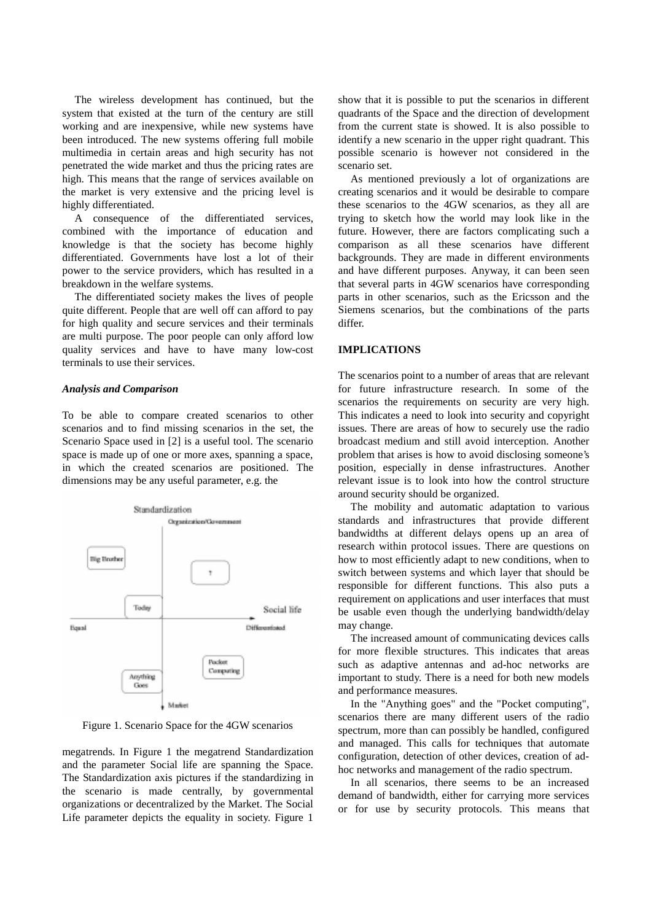The wireless development has continued, but the system that existed at the turn of the century are still working and are inexpensive, while new systems have been introduced. The new systems offering full mobile multimedia in certain areas and high security has not penetrated the wide market and thus the pricing rates are high. This means that the range of services available on the market is very extensive and the pricing level is highly differentiated.

A consequence of the differentiated services, combined with the importance of education and knowledge is that the society has become highly differentiated. Governments have lost a lot of their power to the service providers, which has resulted in a breakdown in the welfare systems.

The differentiated society makes the lives of people quite different. People that are well off can afford to pay for high quality and secure services and their terminals are multi purpose. The poor people can only afford low quality services and have to have many low-cost terminals to use their services.

### *Analysis and Comparison*

To be able to compare created scenarios to other scenarios and to find missing scenarios in the set, the Scenario Space used in [2] is a useful tool. The scenario space is made up of one or more axes, spanning a space, in which the created scenarios are positioned. The dimensions may be any useful parameter, e.g. the megatrends. In Figure 1 the megatrend Standardization and the parameter Social life are spanning the Space. The Standardization axis pictures if the standardizing in the scenario is made centrally, by governmental organizations or decentralized by the Market. The Social Life parameter depicts the equality in society. Figure 1 show that it is possible to put the scenarios in different quadrants of the Space and the direction of development from the current state is showed. It is also possible to identify a new scenario in the upper right quadrant. This possible scenario is however not considered in the scenario set.

Figure 1. Scenario Space for the 4GW scenarios

As mentioned previously a lot of organizations are creating scenarios and it would be desirable to compare these scenarios to the 4GW scenarios, as they all are trying to sketch how the world may look like in the future. However, there are factors complicating such a comparison as all these scenarios have different backgrounds. They are made in different environments and have different purposes. Anyway, it can been seen that several parts in 4GW scenarios have corresponding parts in other scenarios, such as the Ericsson and the Siemens scenarios, but the combinations of the parts differ.

## IMPLICATIONS

The scenarios point to a number of areas that are relevant for future infrastructure research. In some of the scenarios the requirements on security are very high. This indicates a need to look into security and copyright issues. There are areas of how to securely use the radio broadcast medium and still avoid interception. Another problem that arises is how to avoid disclosing someone's position, especially in dense infrastructures. Another relevant issue is to look into how the control structure around security should be organized.

The mobility and automatic adaptation to various standards and infrastructures that provide different bandwidths at different delays opens up an area of research within protocol issues. There are questions on how to most efficiently adapt to new conditions, when to switch between systems and which layer that should be responsible for different functions. This also puts a requirement on applications and user interfaces that must be usable even though the underlying bandwidth/delay may change.

The increased amount of communicating devices calls for more flexible structures. This indicates that areas such as adaptive antennas and ad-hoc networks are important to study. There is a need for both new models and performance measures.

In the "Anything goes" and the "Pocket computing", scenarios there are many different users of the radio spectrum, more than can possibly be handled, configured and managed. This calls for techniques that automate configuration, detection of other devices, creation of ad-hoc networks and management of the radio spectrum.

In all scenarios, there seems to be an increased demand of bandwidth, either for carrying more services or for use by security protocols. This means that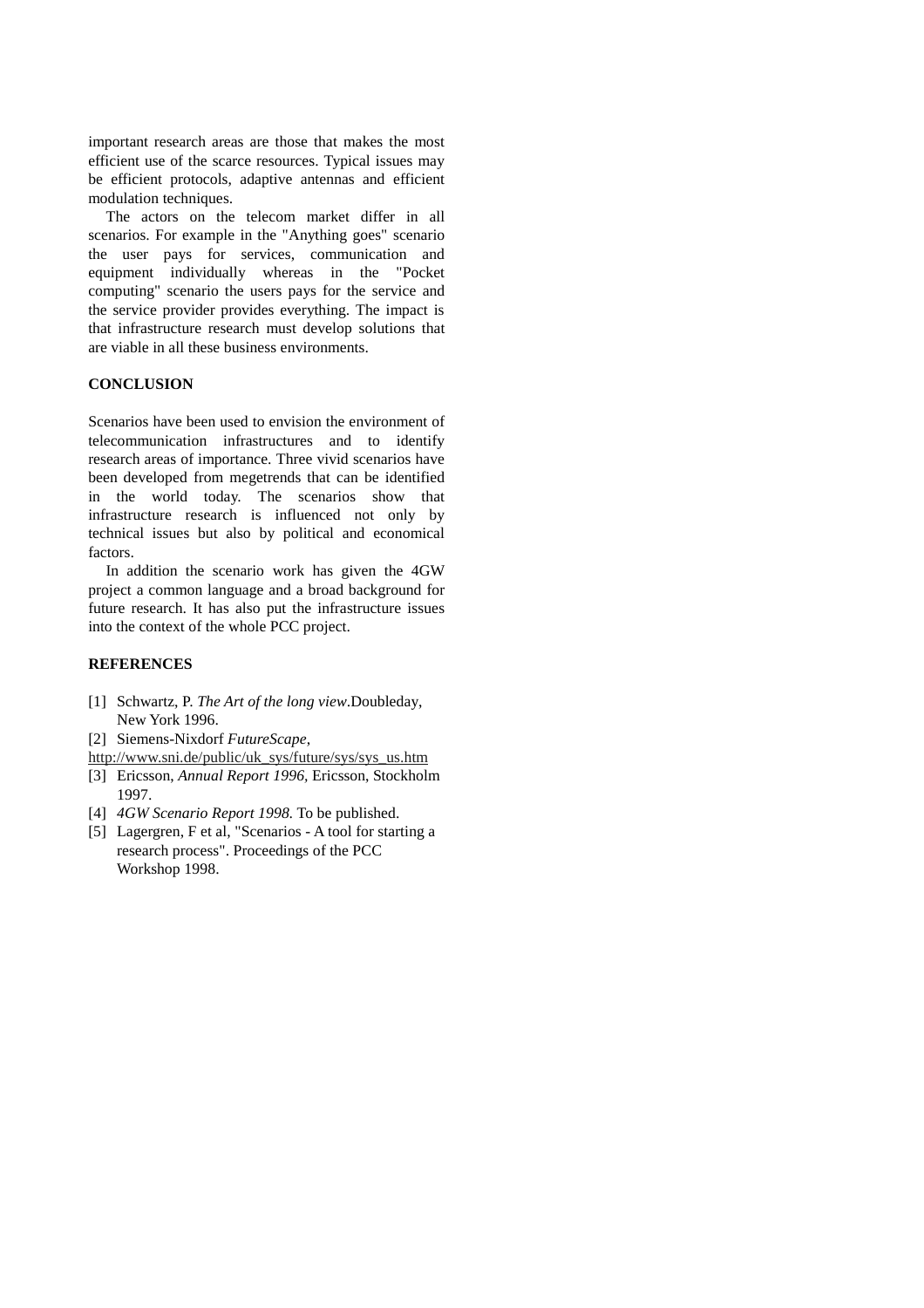important research areas are those that makes the most efficient use of the scarce resources. Typical issues may be efficient protocols, adaptive antennas and efficient modulation techniques.

The actors on the telecom market differ in all scenarios. For example in the "Anything goes" scenario the user pays for services, communication and equipment individually whereas in the "Pocket computing" scenario the users pays for the service and the service provider provides everything. The impact is that infrastructure research must develop solutions that are viable in all these business environments.

## CONCLUSION

Scenarios have been used to envision the environment of telecommunication infrastructures and to identify research areas of importance. Three vivid scenarios have been developed from megetrends that can be identified in the world today. The scenarios show that infrastructure research is influenced not only by technical issues but also by political and economical factors.

In addition the scenario work has given the 4GW project a common language and a broad background for future research. It has also put the infrastructure issues into the context of the whole PCC project.

## REFERENCES

[1] Schwartz, P. *The Art of the long view*.Doubleday, New York 1996.

[2] Siemens-Nixdorf *FutureScape*, http://www.sni.de/public/uk_sys/future/sys/sys_us.htm

[3] Ericsson, *Annual Report 1996*, Ericsson, Stockholm 1997.

[4] *4GW Scenario Report 1998*. To be published.

[5] Lagergren, F et al, "Scenarios - A tool for starting a research process". Proceedings of the PCC Workshop 1998.